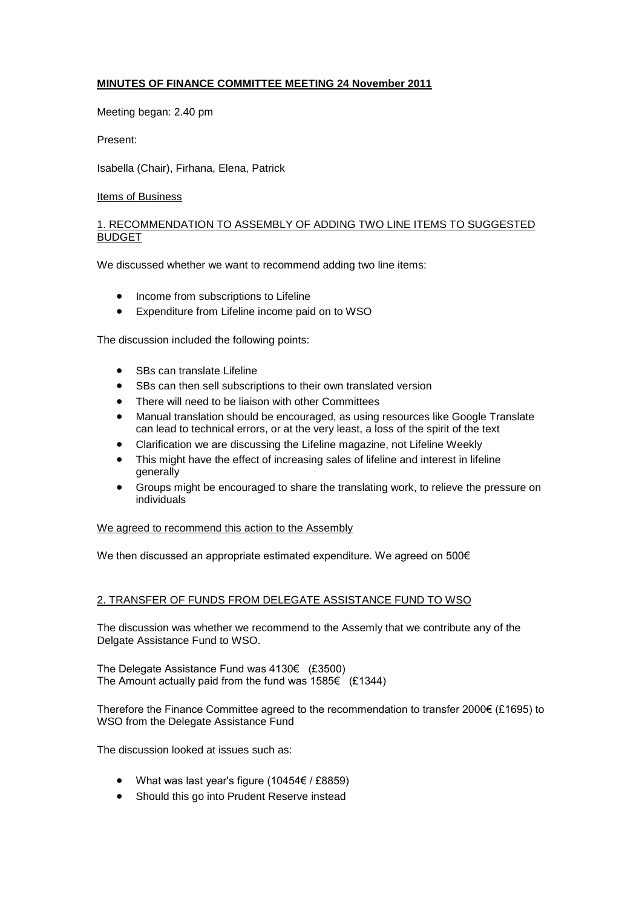**<u>MINUTES OF FINANCE COMMITTEE MEETING 24 November 2011</u>**

Meeting began: 2.40 pm

Present:

Isabella (Chair), Firhana, Elena, Patrick

<u>Items of Business</u>

<u>1. RECOMMENDATION TO ASSEMBLY OF ADDING TWO LINE ITEMS TO SUGGESTED BUDGET</u>

We discussed whether we want to recommend adding two line items:

- Income from subscriptions to Lifeline
- Expenditure from Lifeline income paid on to WSO

The discussion included the following points:

- SBs can translate Lifeline
- SBs can then sell subscriptions to their own translated version
- There will need to be liaison with other Committees
- Manual translation should be encouraged, as using resources like Google Translate can lead to technical errors, or at the very least, a loss of the spirit of the text
- Clarification we are discussing the Lifeline magazine, not Lifeline Weekly
- This might have the effect of increasing sales of lifeline and interest in lifeline generally
- Groups might be encouraged to share the translating work, to relieve the pressure on individuals

<u>We agreed to recommend this action to the Assembly</u>

We then discussed an appropriate estimated expenditure. We agreed on 500€

<u>2. TRANSFER OF FUNDS FROM DELEGATE ASSISTANCE FUND TO WSO</u>

The discussion was whether we recommend to the Assemly that we contribute any of the Delgate Assistance Fund to WSO.

The Delegate Assistance Fund was 4130€ (£3500)
The Amount actually paid from the fund was 1585€ (£1344)

Therefore the Finance Committee agreed to the recommendation to transfer 2000€ (£1695) to WSO from the Delegate Assistance Fund

The discussion looked at issues such as:

- What was last year's figure (10454€ / £8859)
- Should this go into Prudent Reserve instead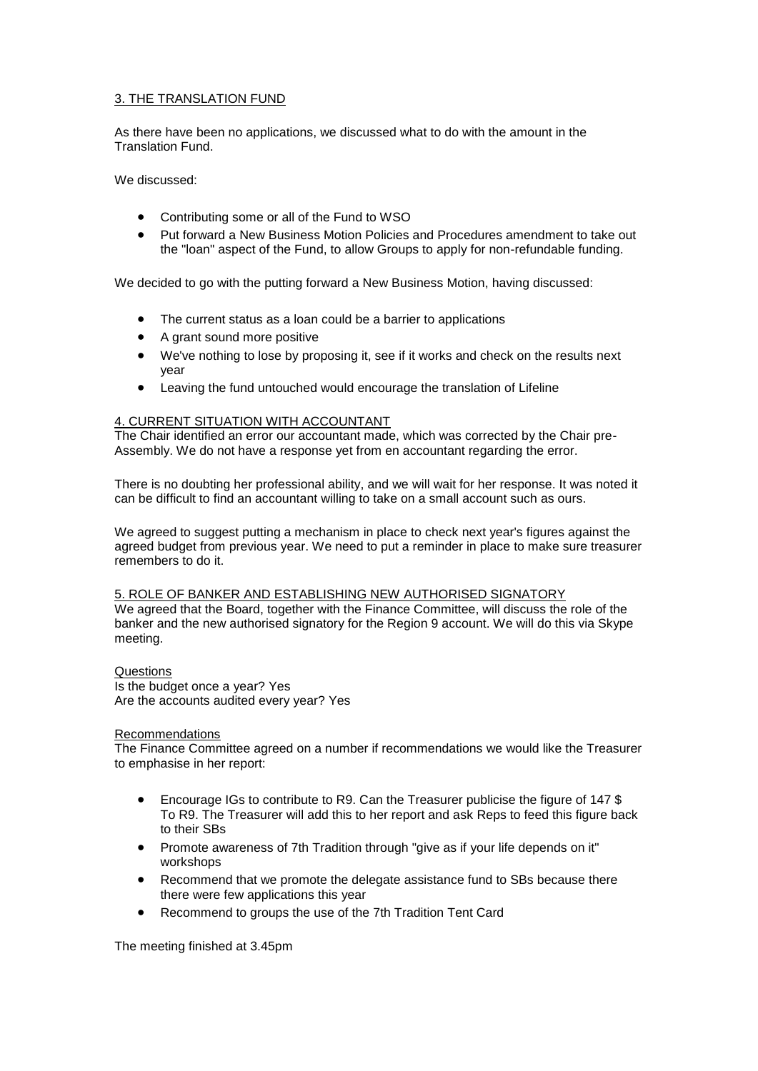## 3. THE TRANSLATION FUND

As there have been no applications, we discussed what to do with the amount in the Translation Fund.

We discussed:

- Contributing some or all of the Fund to WSO
- Put forward a New Business Motion Policies and Procedures amendment to take out the "loan" aspect of the Fund, to allow Groups to apply for non-refundable funding.

We decided to go with the putting forward a New Business Motion, having discussed:

- The current status as a loan could be a barrier to applications
- A grant sound more positive
- We've nothing to lose by proposing it, see if it works and check on the results next year
- Leaving the fund untouched would encourage the translation of Lifeline

## 4. CURRENT SITUATION WITH ACCOUNTANT

The Chair identified an error our accountant made, which was corrected by the Chair pre-Assembly. We do not have a response yet from en accountant regarding the error.

There is no doubting her professional ability, and we will wait for her response. It was noted it can be difficult to find an accountant willing to take on a small account such as ours.

We agreed to suggest putting a mechanism in place to check next year's figures against the agreed budget from previous year. We need to put a reminder in place to make sure treasurer remembers to do it.

## 5. ROLE OF BANKER AND ESTABLISHING NEW AUTHORISED SIGNATORY

We agreed that the Board, together with the Finance Committee, will discuss the role of the banker and the new authorised signatory for the Region 9 account. We will do this via Skype meeting.

### Questions

Is the budget once a year? Yes
Are the accounts audited every year? Yes

### Recommendations

The Finance Committee agreed on a number if recommendations we would like the Treasurer to emphasise in her report:

- Encourage IGs to contribute to R9. Can the Treasurer publicise the figure of 147 $ To R9. The Treasurer will add this to her report and ask Reps to feed this figure back to their SBs
- Promote awareness of 7th Tradition through "give as if your life depends on it" workshops
- Recommend that we promote the delegate assistance fund to SBs because there there were few applications this year
- Recommend to groups the use of the 7th Tradition Tent Card

The meeting finished at 3.45pm